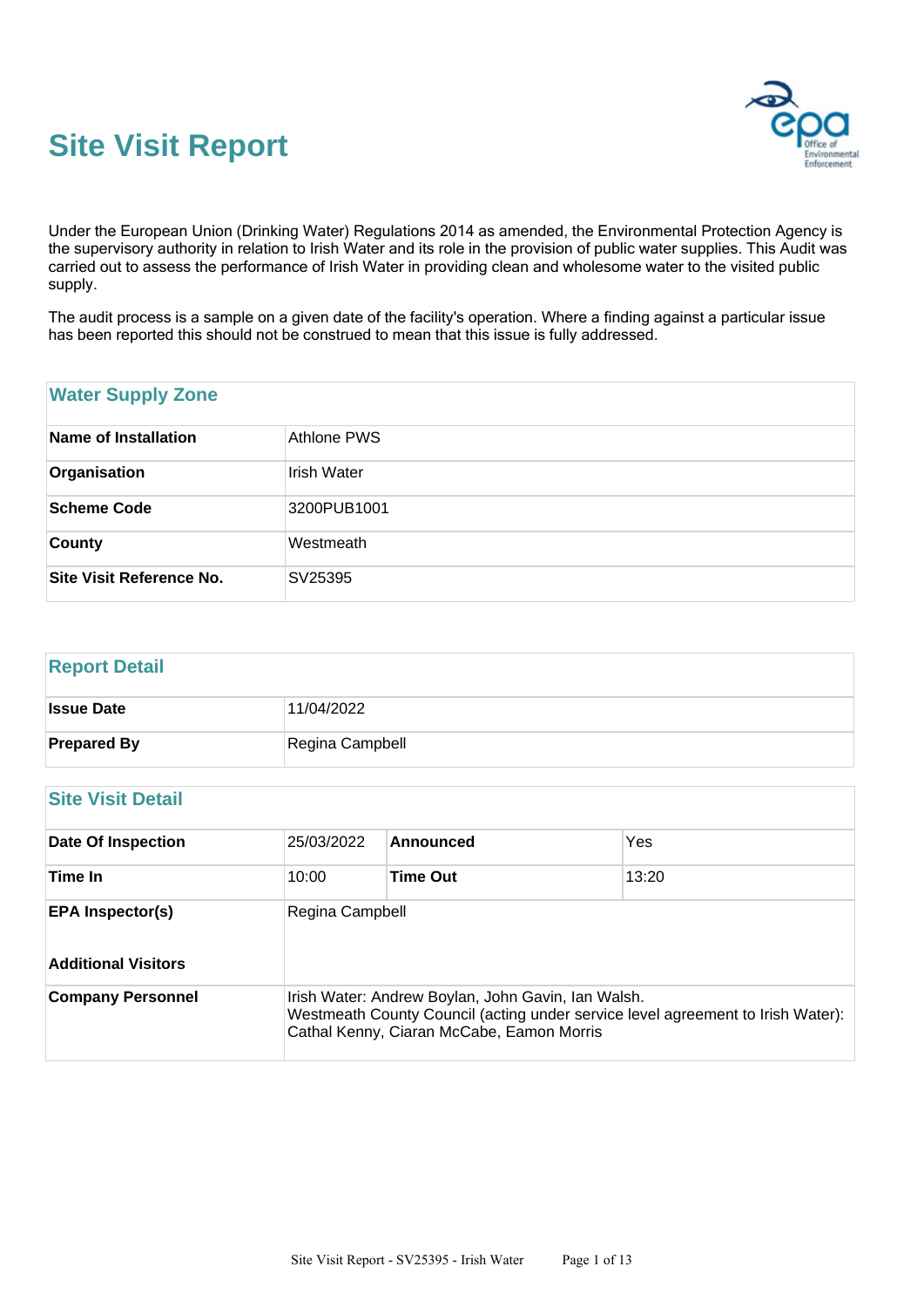# Site Visit Report

Under the European Union (Drinking Water) Regulations 2014 as amended, the Environmental Protection Agency is the supervisory authority in relation to Irish Water and its role in the provision of public water supplies. This Audit was carried out to assess the performance of Irish Water in providing clean and wholesome water to the visited public supply.

The audit process is a sample on a given date of the facility's operation. Where a finding against a particular issue has been reported this should not be construed to mean that this issue is fully addressed.

## Water Supply Zone

| | |
|---|---|
| **Name of Installation** | Athlone PWS |
| **Organisation** | Irish Water |
| **Scheme Code** | 3200PUB1001 |
| **County** | Westmeath |
| **Site Visit Reference No.** | SV25395 |

## Report Detail

| | |
|---|---|
| **Issue Date** | 11/04/2022 |
| **Prepared By** | Regina Campbell |

## Site Visit Detail

| | | | |
|---|---|---|---|
| **Date Of Inspection** | 25/03/2022 | **Announced** | Yes |
| **Time In** | 10:00 | **Time Out** | 13:20 |
| **EPA Inspector(s)** | Regina Campbell | | |
| **Additional Visitors** | | | |
| **Company Personnel** | Irish Water: Andrew Boylan, John Gavin, Ian Walsh. Westmeath County Council (acting under service level agreement to Irish Water): Cathal Kenny, Ciaran McCabe, Eamon Morris | | |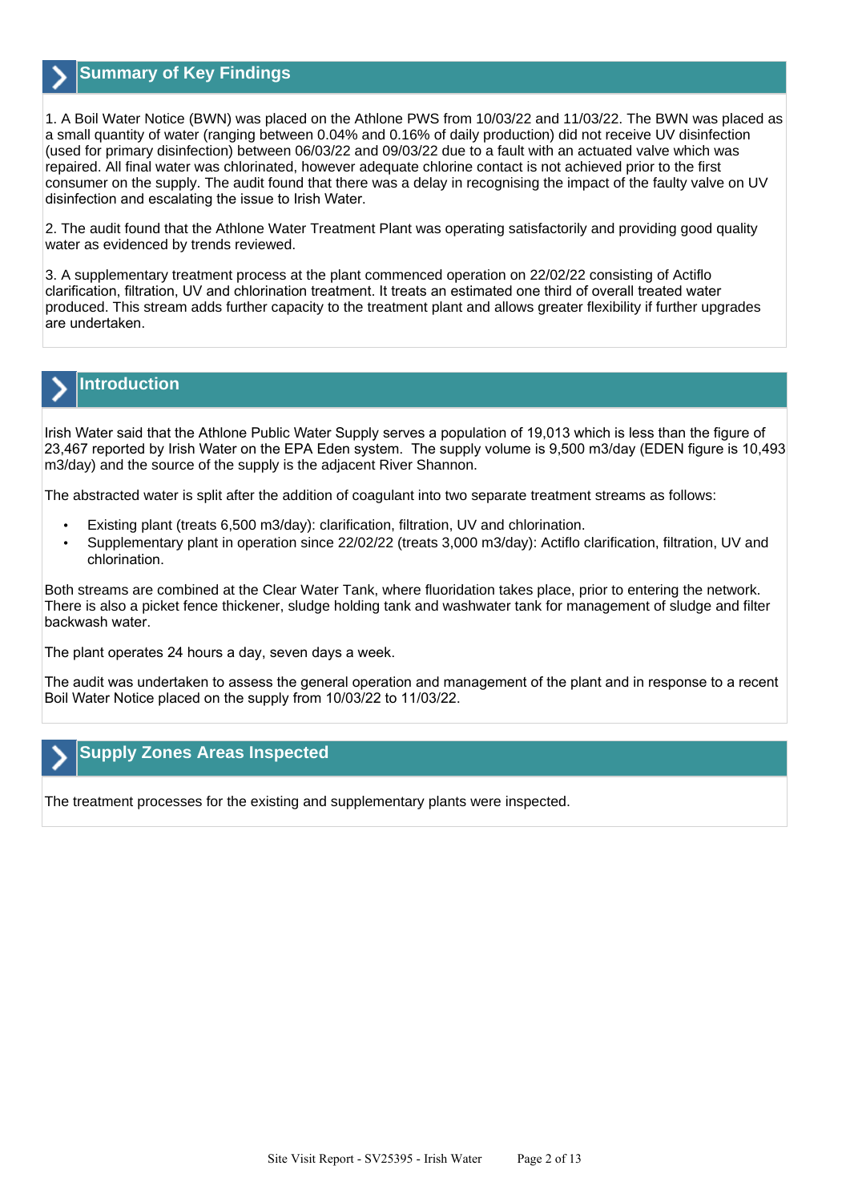## Summary of Key Findings

1. A Boil Water Notice (BWN) was placed on the Athlone PWS from 10/03/22 and 11/03/22. The BWN was placed as a small quantity of water (ranging between 0.04% and 0.16% of daily production) did not receive UV disinfection (used for primary disinfection) between 06/03/22 and 09/03/22 due to a fault with an actuated valve which was repaired. All final water was chlorinated, however adequate chlorine contact is not achieved prior to the first consumer on the supply. The audit found that there was a delay in recognising the impact of the faulty valve on UV disinfection and escalating the issue to Irish Water.

2. The audit found that the Athlone Water Treatment Plant was operating satisfactorily and providing good quality water as evidenced by trends reviewed.

3. A supplementary treatment process at the plant commenced operation on 22/02/22 consisting of Actiflo clarification, filtration, UV and chlorination treatment. It treats an estimated one third of overall treated water produced. This stream adds further capacity to the treatment plant and allows greater flexibility if further upgrades are undertaken.

## Introduction

Irish Water said that the Athlone Public Water Supply serves a population of 19,013 which is less than the figure of 23,467 reported by Irish Water on the EPA Eden system. The supply volume is 9,500 m3/day (EDEN figure is 10,493 m3/day) and the source of the supply is the adjacent River Shannon.

The abstracted water is split after the addition of coagulant into two separate treatment streams as follows:

- Existing plant (treats 6,500 m3/day): clarification, filtration, UV and chlorination.
- Supplementary plant in operation since 22/02/22 (treats 3,000 m3/day): Actiflo clarification, filtration, UV and chlorination.

Both streams are combined at the Clear Water Tank, where fluoridation takes place, prior to entering the network. There is also a picket fence thickener, sludge holding tank and washwater tank for management of sludge and filter backwash water.

The plant operates 24 hours a day, seven days a week.

The audit was undertaken to assess the general operation and management of the plant and in response to a recent Boil Water Notice placed on the supply from 10/03/22 to 11/03/22.

## Supply Zones Areas Inspected

The treatment processes for the existing and supplementary plants were inspected.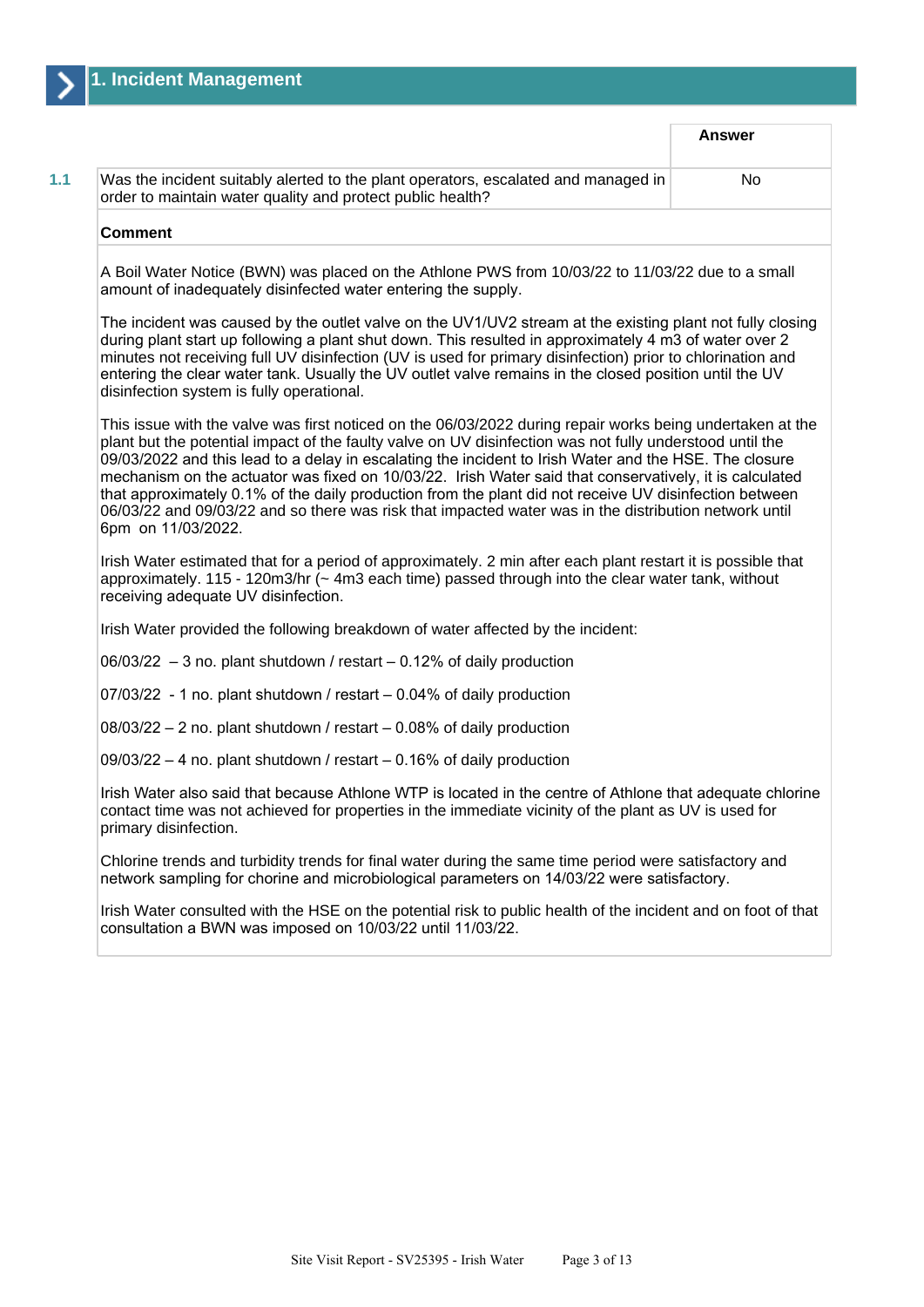# 1. Incident Management

| | | Answer |
|---|---|---|
| 1.1 | Was the incident suitably alerted to the plant operators, escalated and managed in order to maintain water quality and protect public health? | No |

**Comment**

A Boil Water Notice (BWN) was placed on the Athlone PWS from 10/03/22 to 11/03/22 due to a small amount of inadequately disinfected water entering the supply.

The incident was caused by the outlet valve on the UV1/UV2 stream at the existing plant not fully closing during plant start up following a plant shut down. This resulted in approximately 4 m3 of water over 2 minutes not receiving full UV disinfection (UV is used for primary disinfection) prior to chlorination and entering the clear water tank. Usually the UV outlet valve remains in the closed position until the UV disinfection system is fully operational.

This issue with the valve was first noticed on the 06/03/2022 during repair works being undertaken at the plant but the potential impact of the faulty valve on UV disinfection was not fully understood until the 09/03/2022 and this lead to a delay in escalating the incident to Irish Water and the HSE. The closure mechanism on the actuator was fixed on 10/03/22. Irish Water said that conservatively, it is calculated that approximately 0.1% of the daily production from the plant did not receive UV disinfection between 06/03/22 and 09/03/22 and so there was risk that impacted water was in the distribution network until 6pm on 11/03/2022.

Irish Water estimated that for a period of approximately. 2 min after each plant restart it is possible that approximately. 115 - 120m3/hr (~ 4m3 each time) passed through into the clear water tank, without receiving adequate UV disinfection.

Irish Water provided the following breakdown of water affected by the incident:

06/03/22 – 3 no. plant shutdown / restart – 0.12% of daily production

07/03/22 - 1 no. plant shutdown / restart – 0.04% of daily production

08/03/22 – 2 no. plant shutdown / restart – 0.08% of daily production

09/03/22 – 4 no. plant shutdown / restart – 0.16% of daily production

Irish Water also said that because Athlone WTP is located in the centre of Athlone that adequate chlorine contact time was not achieved for properties in the immediate vicinity of the plant as UV is used for primary disinfection.

Chlorine trends and turbidity trends for final water during the same time period were satisfactory and network sampling for chorine and microbiological parameters on 14/03/22 were satisfactory.

Irish Water consulted with the HSE on the potential risk to public health of the incident and on foot of that consultation a BWN was imposed on 10/03/22 until 11/03/22.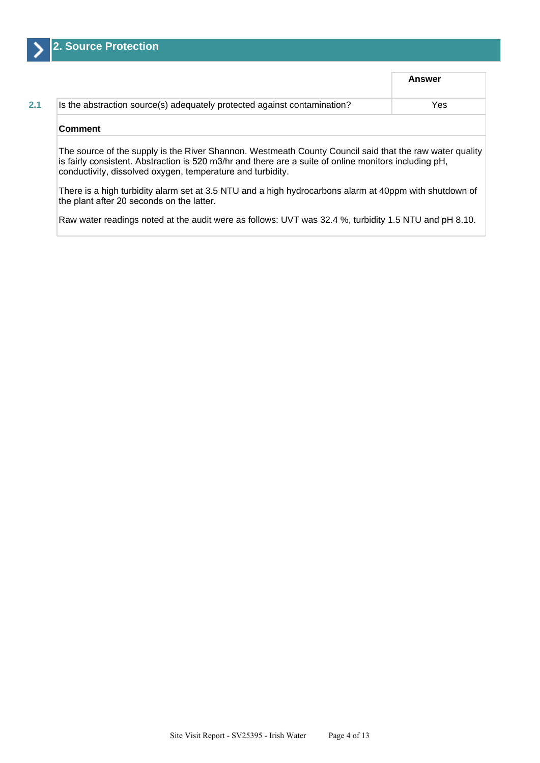## 2. Source Protection

| | | Answer |
|---|---|---|
| 2.1 | Is the abstraction source(s) adequately protected against contamination? | Yes |

**Comment**

The source of the supply is the River Shannon. Westmeath County Council said that the raw water quality is fairly consistent. Abstraction is 520 m3/hr and there are a suite of online monitors including pH, conductivity, dissolved oxygen, temperature and turbidity.

There is a high turbidity alarm set at 3.5 NTU and a high hydrocarbons alarm at 40ppm with shutdown of the plant after 20 seconds on the latter.

Raw water readings noted at the audit were as follows: UVT was 32.4 %, turbidity 1.5 NTU and pH 8.10.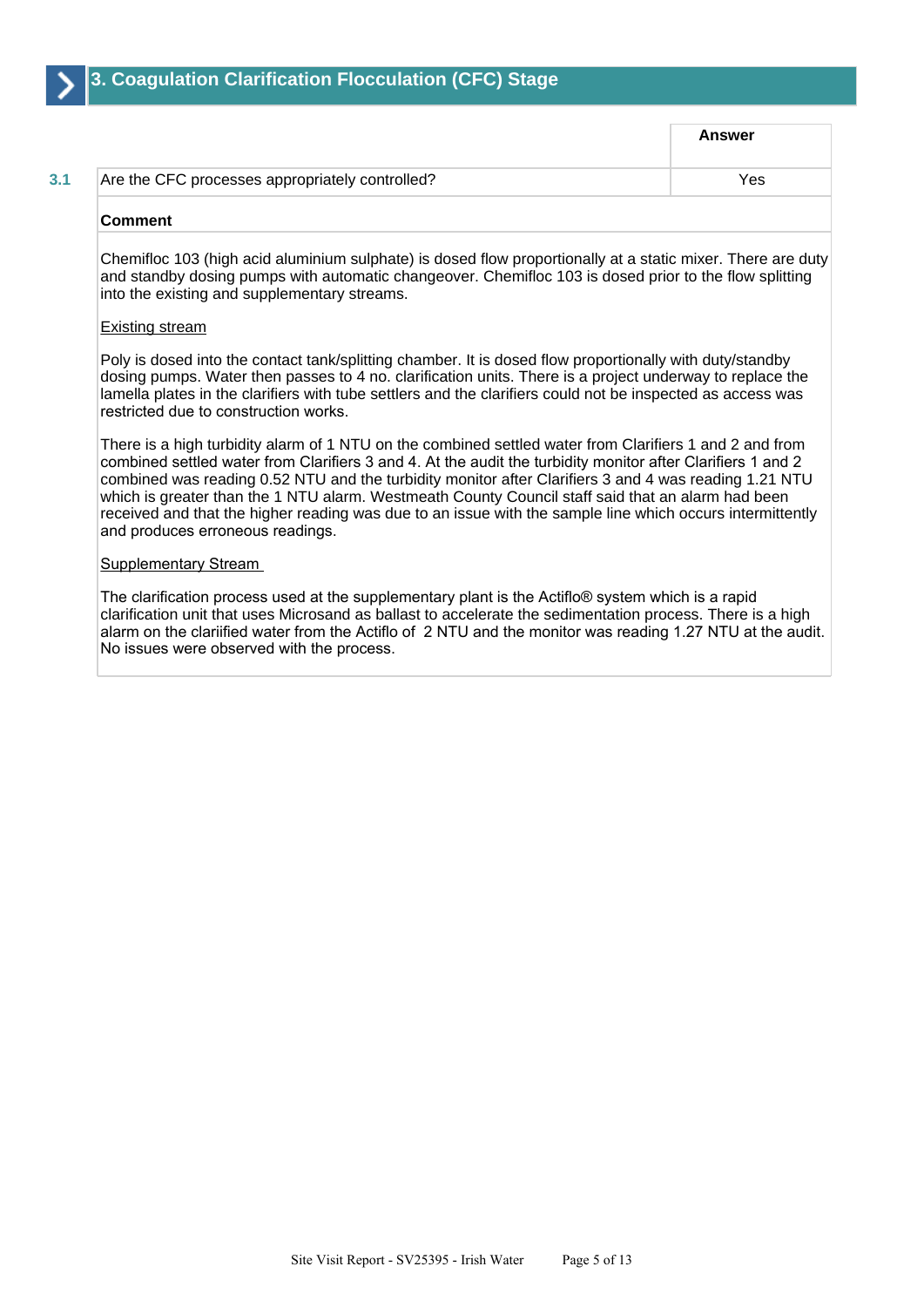## 3. Coagulation Clarification Flocculation (CFC) Stage

| | | Answer |
|---|---|---|
| 3.1 | Are the CFC processes appropriately controlled? | Yes |

**Comment**

Chemifloc 103 (high acid aluminium sulphate) is dosed flow proportionally at a static mixer. There are duty and standby dosing pumps with automatic changeover. Chemifloc 103 is dosed prior to the flow splitting into the existing and supplementary streams.

Existing stream

Poly is dosed into the contact tank/splitting chamber. It is dosed flow proportionally with duty/standby dosing pumps. Water then passes to 4 no. clarification units. There is a project underway to replace the lamella plates in the clarifiers with tube settlers and the clarifiers could not be inspected as access was restricted due to construction works.

There is a high turbidity alarm of 1 NTU on the combined settled water from Clarifiers 1 and 2 and from combined settled water from Clarifiers 3 and 4. At the audit the turbidity monitor after Clarifiers 1 and 2 combined was reading 0.52 NTU and the turbidity monitor after Clarifiers 3 and 4 was reading 1.21 NTU which is greater than the 1 NTU alarm. Westmeath County Council staff said that an alarm had been received and that the higher reading was due to an issue with the sample line which occurs intermittently and produces erroneous readings.

Supplementary Stream

The clarification process used at the supplementary plant is the Actiflo® system which is a rapid clarification unit that uses Microsand as ballast to accelerate the sedimentation process. There is a high alarm on the clariified water from the Actiflo of 2 NTU and the monitor was reading 1.27 NTU at the audit. No issues were observed with the process.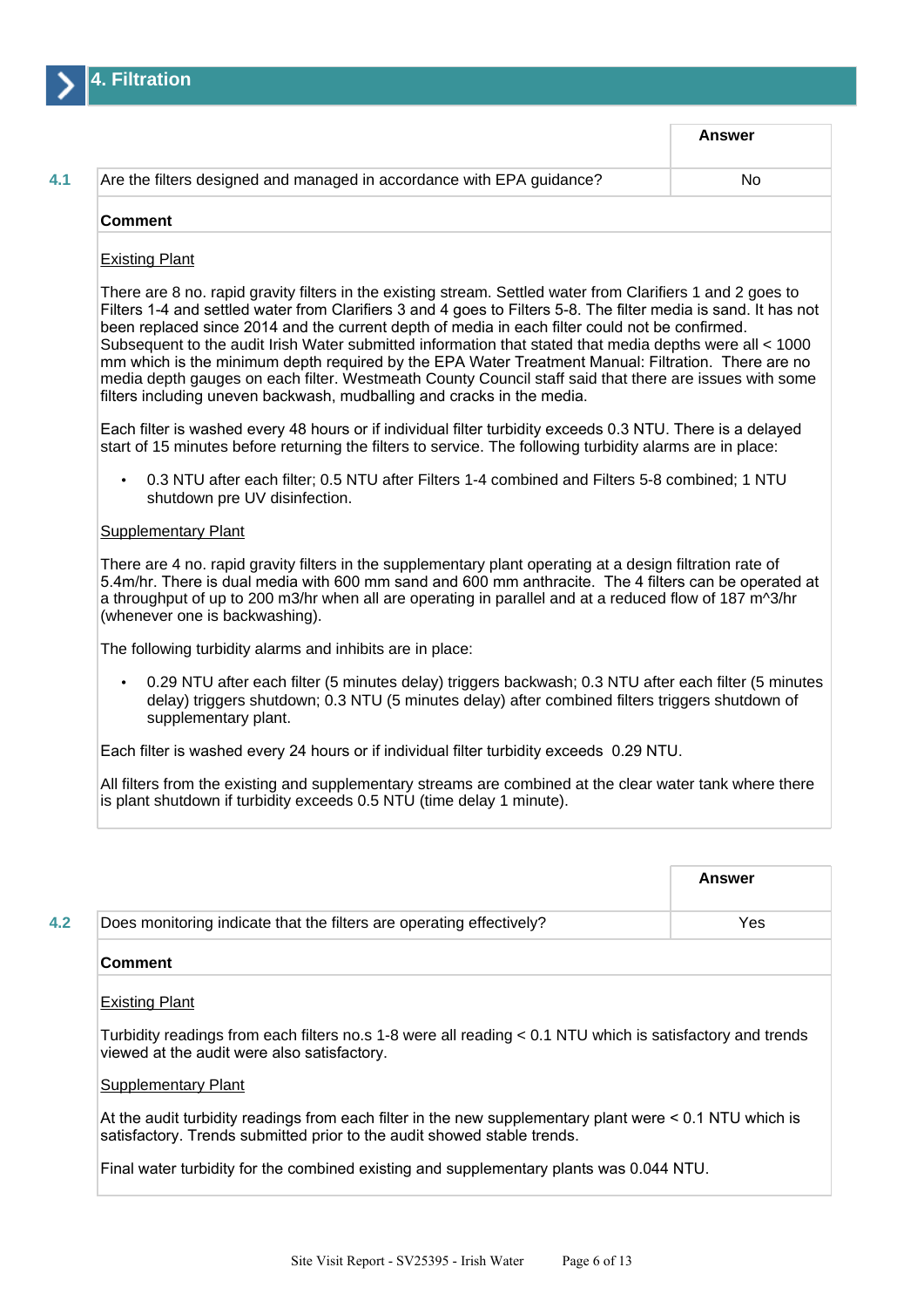## 4. Filtration

| | | Answer |
|---|---|---|
| 4.1 | Are the filters designed and managed in accordance with EPA guidance? | No |

**Comment**

Existing Plant

There are 8 no. rapid gravity filters in the existing stream. Settled water from Clarifiers 1 and 2 goes to Filters 1-4 and settled water from Clarifiers 3 and 4 goes to Filters 5-8. The filter media is sand. It has not been replaced since 2014 and the current depth of media in each filter could not be confirmed. Subsequent to the audit Irish Water submitted information that stated that media depths were all < 1000 mm which is the minimum depth required by the EPA Water Treatment Manual: Filtration. There are no media depth gauges on each filter. Westmeath County Council staff said that there are issues with some filters including uneven backwash, mudballing and cracks in the media.

Each filter is washed every 48 hours or if individual filter turbidity exceeds 0.3 NTU. There is a delayed start of 15 minutes before returning the filters to service. The following turbidity alarms are in place:

- 0.3 NTU after each filter; 0.5 NTU after Filters 1-4 combined and Filters 5-8 combined; 1 NTU shutdown pre UV disinfection.

Supplementary Plant

There are 4 no. rapid gravity filters in the supplementary plant operating at a design filtration rate of 5.4m/hr. There is dual media with 600 mm sand and 600 mm anthracite. The 4 filters can be operated at a throughput of up to 200 m3/hr when all are operating in parallel and at a reduced flow of 187 m^3/hr (whenever one is backwashing).

The following turbidity alarms and inhibits are in place:

- 0.29 NTU after each filter (5 minutes delay) triggers backwash; 0.3 NTU after each filter (5 minutes delay) triggers shutdown; 0.3 NTU (5 minutes delay) after combined filters triggers shutdown of supplementary plant.

Each filter is washed every 24 hours or if individual filter turbidity exceeds 0.29 NTU.

All filters from the existing and supplementary streams are combined at the clear water tank where there is plant shutdown if turbidity exceeds 0.5 NTU (time delay 1 minute).

| | | Answer |
|---|---|---|
| 4.2 | Does monitoring indicate that the filters are operating effectively? | Yes |

**Comment**

Existing Plant

Turbidity readings from each filters no.s 1-8 were all reading < 0.1 NTU which is satisfactory and trends viewed at the audit were also satisfactory.

Supplementary Plant

At the audit turbidity readings from each filter in the new supplementary plant were < 0.1 NTU which is satisfactory. Trends submitted prior to the audit showed stable trends.

Final water turbidity for the combined existing and supplementary plants was 0.044 NTU.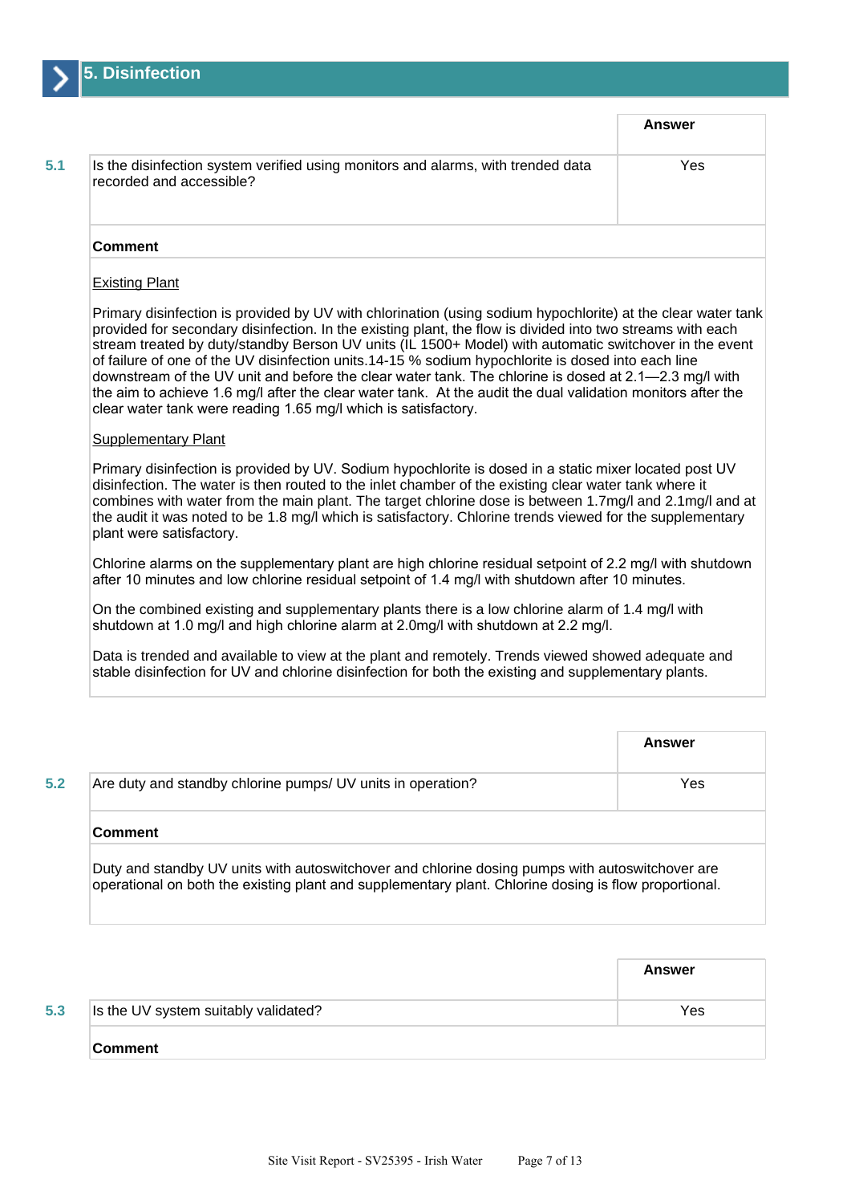## 5. Disinfection

| | | Answer |
|---|---|---|
| 5.1 | Is the disinfection system verified using monitors and alarms, with trended data recorded and accessible? | Yes |

**Comment**

Existing Plant

Primary disinfection is provided by UV with chlorination (using sodium hypochlorite) at the clear water tank provided for secondary disinfection. In the existing plant, the flow is divided into two streams with each stream treated by duty/standby Berson UV units (IL 1500+ Model) with automatic switchover in the event of failure of one of the UV disinfection units.14-15 % sodium hypochlorite is dosed into each line downstream of the UV unit and before the clear water tank. The chlorine is dosed at 2.1—2.3 mg/l with the aim to achieve 1.6 mg/l after the clear water tank. At the audit the dual validation monitors after the clear water tank were reading 1.65 mg/l which is satisfactory.

Supplementary Plant

Primary disinfection is provided by UV. Sodium hypochlorite is dosed in a static mixer located post UV disinfection. The water is then routed to the inlet chamber of the existing clear water tank where it combines with water from the main plant. The target chlorine dose is between 1.7mg/l and 2.1mg/l and at the audit it was noted to be 1.8 mg/l which is satisfactory. Chlorine trends viewed for the supplementary plant were satisfactory.

Chlorine alarms on the supplementary plant are high chlorine residual setpoint of 2.2 mg/l with shutdown after 10 minutes and low chlorine residual setpoint of 1.4 mg/l with shutdown after 10 minutes.

On the combined existing and supplementary plants there is a low chlorine alarm of 1.4 mg/l with shutdown at 1.0 mg/l and high chlorine alarm at 2.0mg/l with shutdown at 2.2 mg/l.

Data is trended and available to view at the plant and remotely. Trends viewed showed adequate and stable disinfection for UV and chlorine disinfection for both the existing and supplementary plants.

| | | Answer |
|---|---|---|
| 5.2 | Are duty and standby chlorine pumps/ UV units in operation? | Yes |

**Comment**

Duty and standby UV units with autoswitchover and chlorine dosing pumps with autoswitchover are operational on both the existing plant and supplementary plant. Chlorine dosing is flow proportional.

| | | Answer |
|---|---|---|
| 5.3 | Is the UV system suitably validated? | Yes |

**Comment**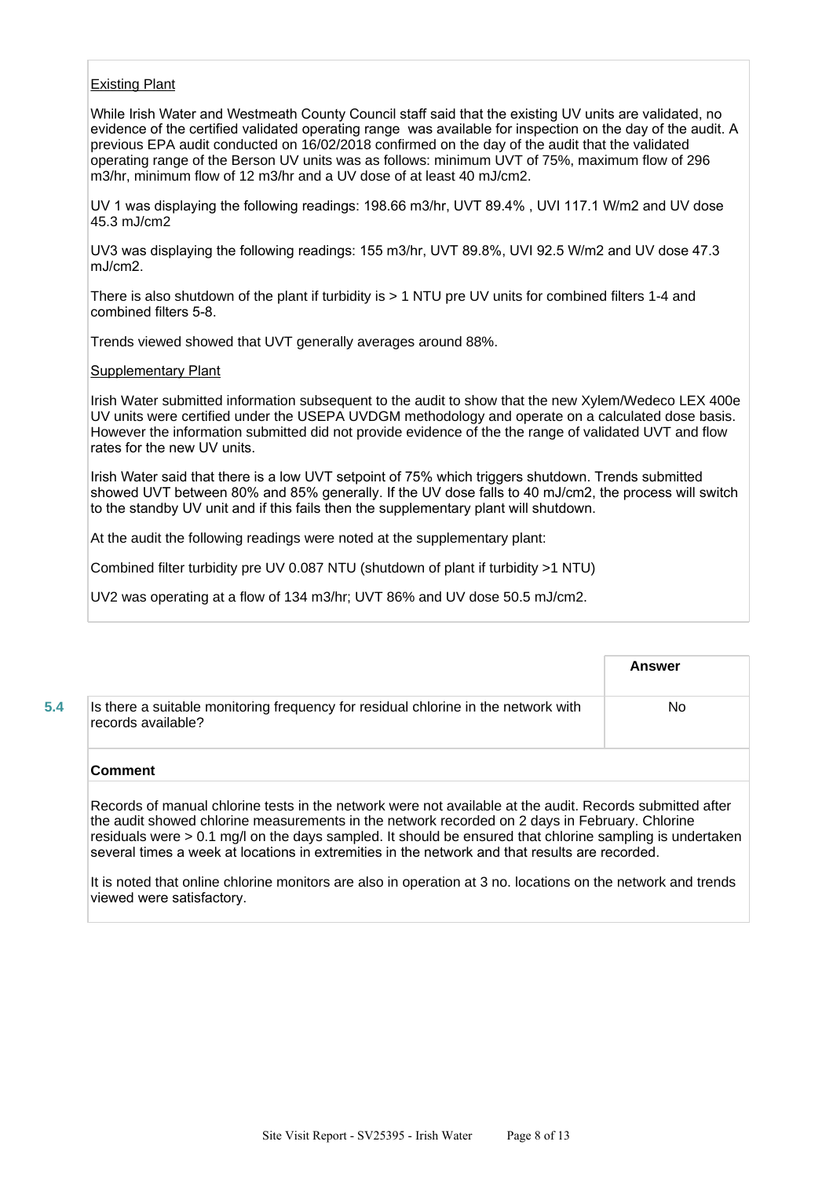Existing Plant

While Irish Water and Westmeath County Council staff said that the existing UV units are validated, no evidence of the certified validated operating range was available for inspection on the day of the audit. A previous EPA audit conducted on 16/02/2018 confirmed on the day of the audit that the validated operating range of the Berson UV units was as follows: minimum UVT of 75%, maximum flow of 296 m3/hr, minimum flow of 12 m3/hr and a UV dose of at least 40 mJ/cm2.

UV 1 was displaying the following readings: 198.66 m3/hr, UVT 89.4% , UVI 117.1 W/m2 and UV dose 45.3 mJ/cm2

UV3 was displaying the following readings: 155 m3/hr, UVT 89.8%, UVI 92.5 W/m2 and UV dose 47.3 mJ/cm2.

There is also shutdown of the plant if turbidity is > 1 NTU pre UV units for combined filters 1-4 and combined filters 5-8.

Trends viewed showed that UVT generally averages around 88%.

Supplementary Plant

Irish Water submitted information subsequent to the audit to show that the new Xylem/Wedeco LEX 400e UV units were certified under the USEPA UVDGM methodology and operate on a calculated dose basis. However the information submitted did not provide evidence of the the range of validated UVT and flow rates for the new UV units.

Irish Water said that there is a low UVT setpoint of 75% which triggers shutdown. Trends submitted showed UVT between 80% and 85% generally. If the UV dose falls to 40 mJ/cm2, the process will switch to the standby UV unit and if this fails then the supplementary plant will shutdown.

At the audit the following readings were noted at the supplementary plant:

Combined filter turbidity pre UV 0.087 NTU (shutdown of plant if turbidity >1 NTU)

UV2 was operating at a flow of 134 m3/hr; UVT 86% and UV dose 50.5 mJ/cm2.

| | | Answer |
|---|---|---|
| 5.4 | Is there a suitable monitoring frequency for residual chlorine in the network with records available? | No |

**Comment**

Records of manual chlorine tests in the network were not available at the audit. Records submitted after the audit showed chlorine measurements in the network recorded on 2 days in February. Chlorine residuals were > 0.1 mg/l on the days sampled. It should be ensured that chlorine sampling is undertaken several times a week at locations in extremities in the network and that results are recorded.

It is noted that online chlorine monitors are also in operation at 3 no. locations on the network and trends viewed were satisfactory.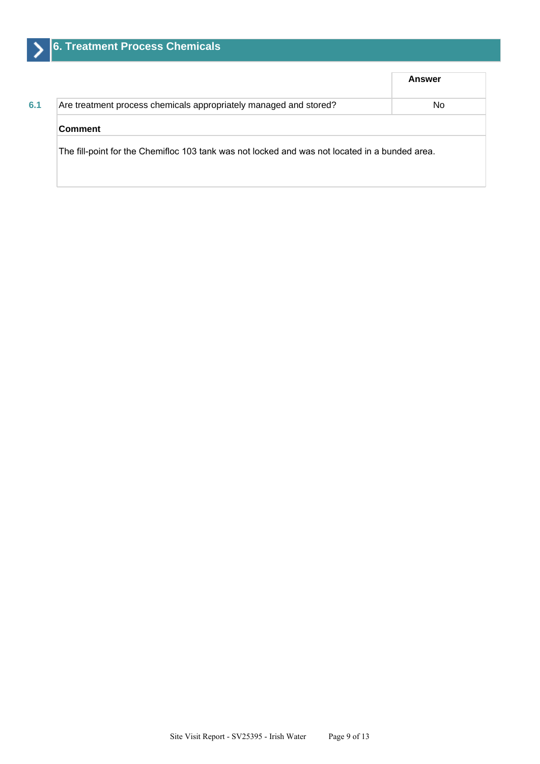## 6. Treatment Process Chemicals

| | | Answer |
|---|---|---|
| 6.1 | Are treatment process chemicals appropriately managed and stored? | No |

**Comment**

The fill-point for the Chemifloc 103 tank was not locked and was not located in a bunded area.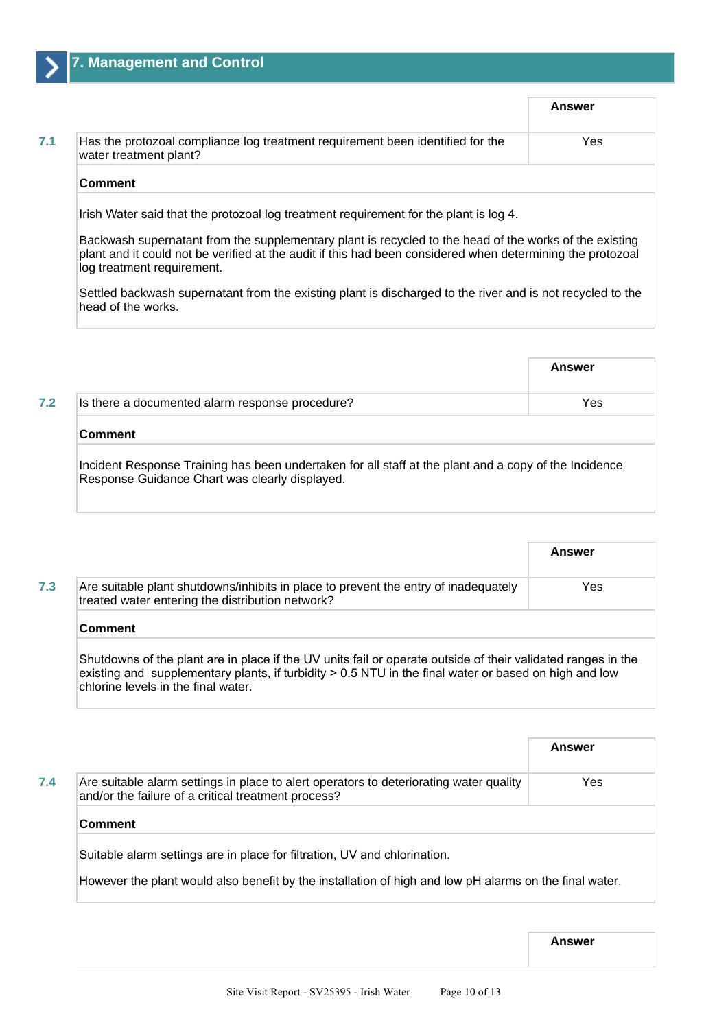## 7. Management and Control

| | | Answer |
|---|---|---|
| 7.1 | Has the protozoal compliance log treatment requirement been identified for the water treatment plant? | Yes |

**Comment**

Irish Water said that the protozoal log treatment requirement for the plant is log 4.

Backwash supernatant from the supplementary plant is recycled to the head of the works of the existing plant and it could not be verified at the audit if this had been considered when determining the protozoal log treatment requirement.

Settled backwash supernatant from the existing plant is discharged to the river and is not recycled to the head of the works.

| | | Answer |
|---|---|---|
| 7.2 | Is there a documented alarm response procedure? | Yes |

**Comment**

Incident Response Training has been undertaken for all staff at the plant and a copy of the Incidence Response Guidance Chart was clearly displayed.

| | | Answer |
|---|---|---|
| 7.3 | Are suitable plant shutdowns/inhibits in place to prevent the entry of inadequately treated water entering the distribution network? | Yes |

**Comment**

Shutdowns of the plant are in place if the UV units fail or operate outside of their validated ranges in the existing and supplementary plants, if turbidity > 0.5 NTU in the final water or based on high and low chlorine levels in the final water.

| | | Answer |
|---|---|---|
| 7.4 | Are suitable alarm settings in place to alert operators to deteriorating water quality and/or the failure of a critical treatment process? | Yes |

**Comment**

Suitable alarm settings are in place for filtration, UV and chlorination.

However the plant would also benefit by the installation of high and low pH alarms on the final water.

| | | Answer |
|---|---|---|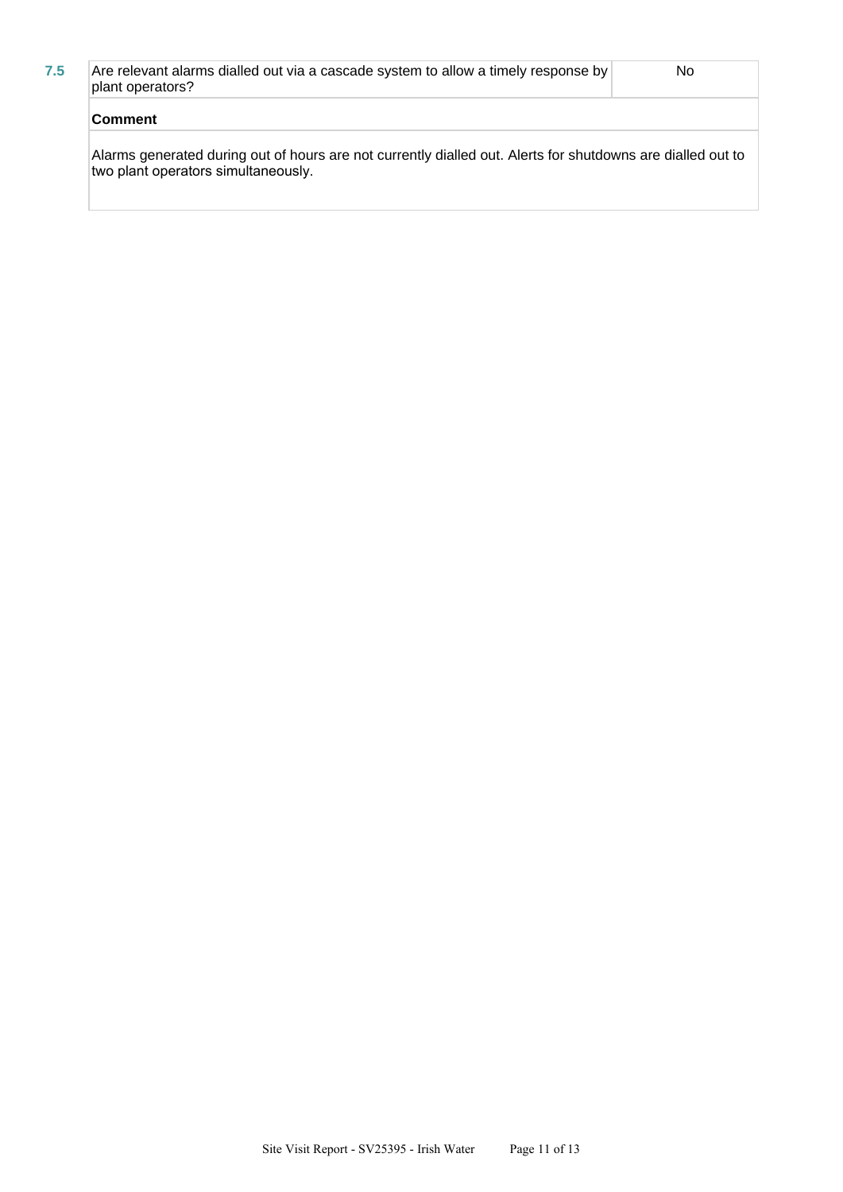| 7.5 | Are relevant alarms dialled out via a cascade system to allow a timely response by plant operators? | No |
|---|---|---|

**Comment**

Alarms generated during out of hours are not currently dialled out. Alerts for shutdowns are dialled out to two plant operators simultaneously.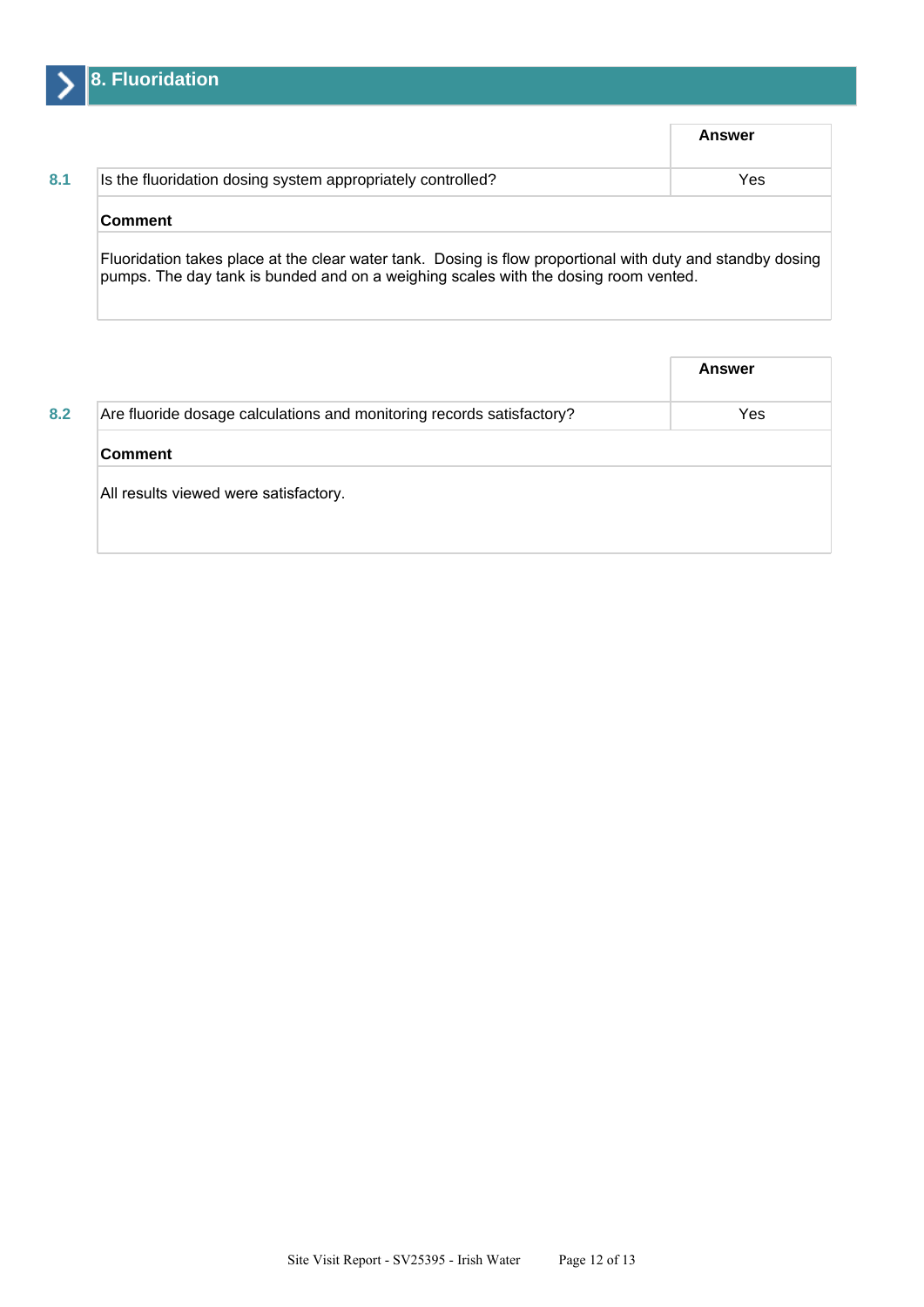## 8. Fluoridation

| | | Answer |
|---|---|---|
| 8.1 | Is the fluoridation dosing system appropriately controlled? | Yes |

**Comment**

Fluoridation takes place at the clear water tank. Dosing is flow proportional with duty and standby dosing pumps. The day tank is bunded and on a weighing scales with the dosing room vented.

| | | Answer |
|---|---|---|
| 8.2 | Are fluoride dosage calculations and monitoring records satisfactory? | Yes |

**Comment**

All results viewed were satisfactory.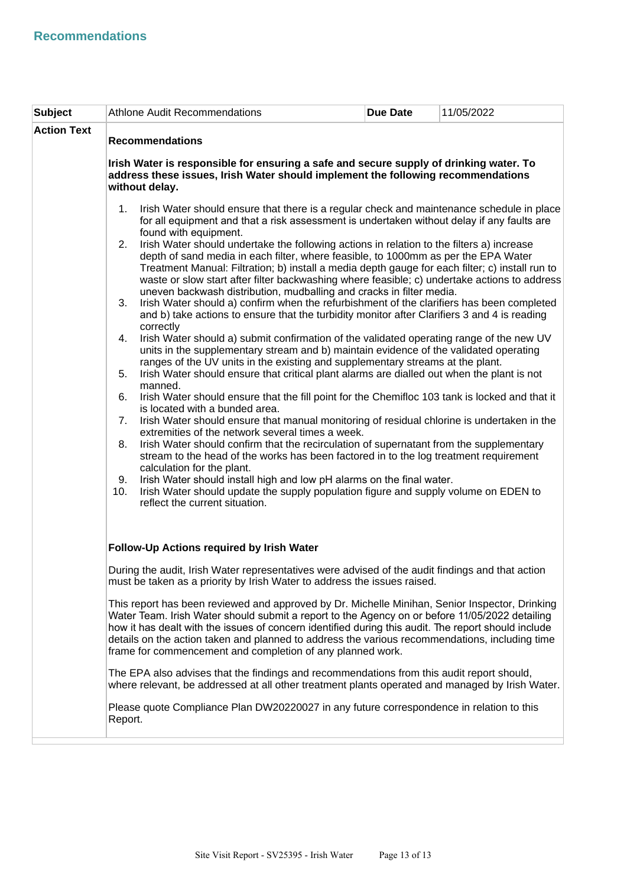## Recommendations

| Subject | Athlone Audit Recommendations | Due Date | 11/05/2022 |
|---|---|---|---|
| Action Text | See below | | |

**Recommendations**

**Irish Water is responsible for ensuring a safe and secure supply of drinking water. To address these issues, Irish Water should implement the following recommendations without delay.**

1. Irish Water should ensure that there is a regular check and maintenance schedule in place for all equipment and that a risk assessment is undertaken without delay if any faults are found with equipment.
2. Irish Water should undertake the following actions in relation to the filters a) increase depth of sand media in each filter, where feasible, to 1000mm as per the EPA Water Treatment Manual: Filtration; b) install a media depth gauge for each filter; c) install run to waste or slow start after filter backwashing where feasible; c) undertake actions to address uneven backwash distribution, mudballing and cracks in filter media.
3. Irish Water should a) confirm when the refurbishment of the clarifiers has been completed and b) take actions to ensure that the turbidity monitor after Clarifiers 3 and 4 is reading correctly
4. Irish Water should a) submit confirmation of the validated operating range of the new UV units in the supplementary stream and b) maintain evidence of the validated operating ranges of the UV units in the existing and supplementary streams at the plant.
5. Irish Water should ensure that critical plant alarms are dialled out when the plant is not manned.
6. Irish Water should ensure that the fill point for the Chemifloc 103 tank is locked and that it is located with a bunded area.
7. Irish Water should ensure that manual monitoring of residual chlorine is undertaken in the extremities of the network several times a week.
8. Irish Water should confirm that the recirculation of supernatant from the supplementary stream to the head of the works has been factored in to the log treatment requirement calculation for the plant.
9. Irish Water should install high and low pH alarms on the final water.
10. Irish Water should update the supply population figure and supply volume on EDEN to reflect the current situation.

**Follow-Up Actions required by Irish Water**

During the audit, Irish Water representatives were advised of the audit findings and that action must be taken as a priority by Irish Water to address the issues raised.

This report has been reviewed and approved by Dr. Michelle Minihan, Senior Inspector, Drinking Water Team. Irish Water should submit a report to the Agency on or before 11/05/2022 detailing how it has dealt with the issues of concern identified during this audit. The report should include details on the action taken and planned to address the various recommendations, including time frame for commencement and completion of any planned work.

The EPA also advises that the findings and recommendations from this audit report should, where relevant, be addressed at all other treatment plants operated and managed by Irish Water.

Please quote Compliance Plan DW20220027 in any future correspondence in relation to this Report.